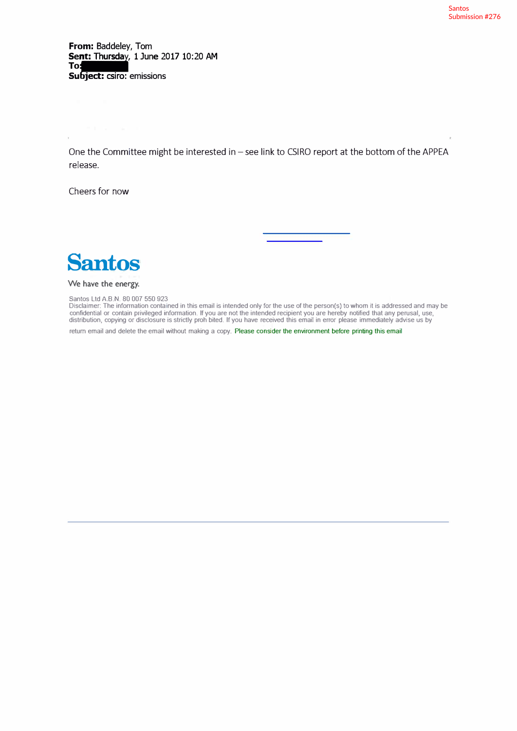**From:** Baddeley, Tom
**Sent:** Thursday, 1 June 2017 10:20 AM
**To:**
**Subject:** csiro: emissions

One the Committee might be interested in – see link to CSIRO report at the bottom of the APPEA release.

Cheers for now

Santos

We have the energy.

Santos Ltd A.B.N. 80 007 550 923
Disclaimer: The information contained in this email is intended only for the use of the person(s) to whom it is addressed and may be confidential or contain privileged information. If you are not the intended recipient you are hereby notified that any perusal, use, distribution, copying or disclosure is strictly proh bited. If you have received this email in error please immediately advise us by return email and delete the email without making a copy. Please consider the environment before printing this email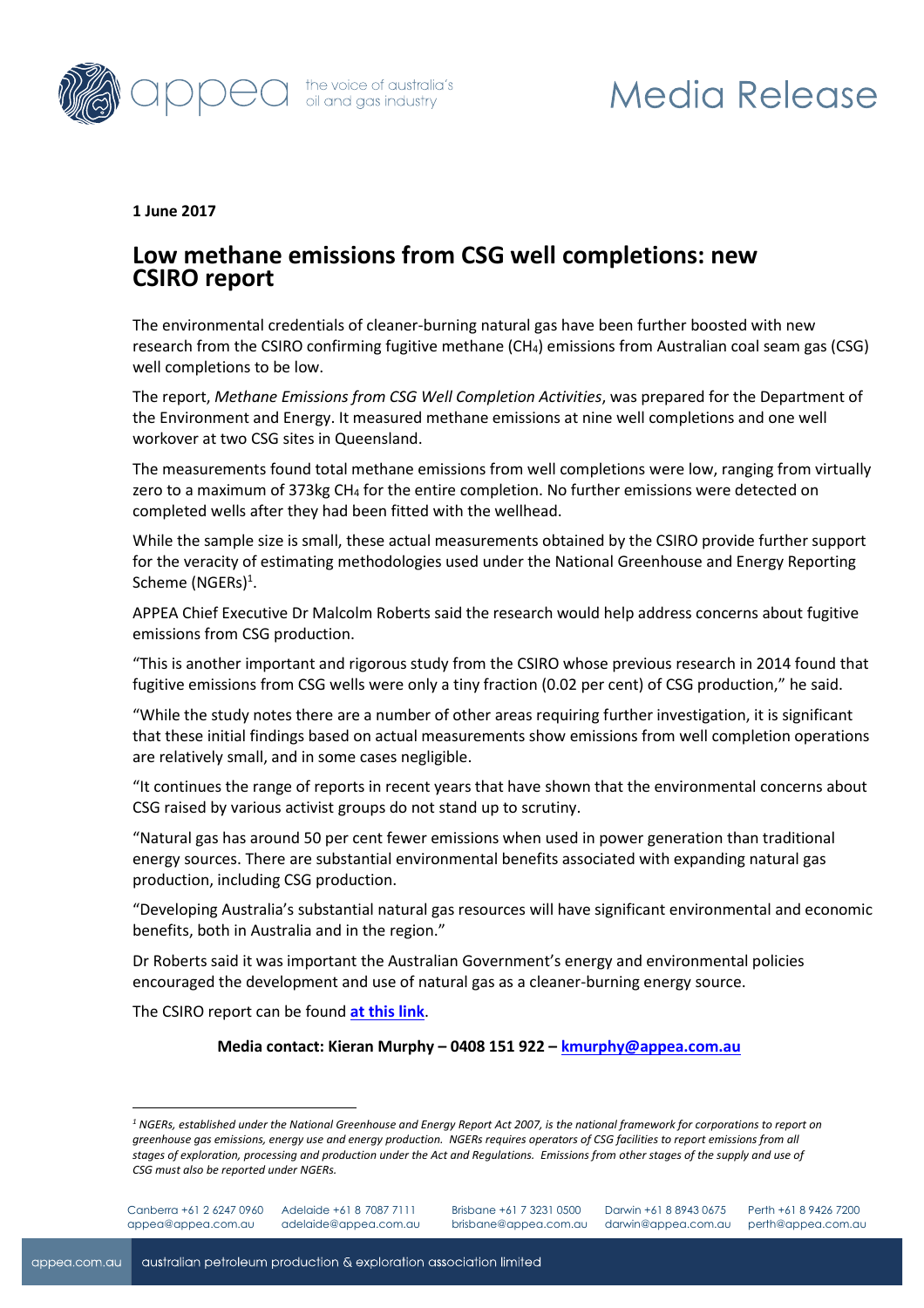# Media Release

**1 June 2017**

## Low methane emissions from CSG well completions: new CSIRO report

The environmental credentials of cleaner-burning natural gas have been further boosted with new research from the CSIRO confirming fugitive methane ($CH_4$) emissions from Australian coal seam gas (CSG) well completions to be low.

The report, *Methane Emissions from CSG Well Completion Activities*, was prepared for the Department of the Environment and Energy. It measured methane emissions at nine well completions and one well workover at two CSG sites in Queensland.

The measurements found total methane emissions from well completions were low, ranging from virtually zero to a maximum of 373kg $CH_4$ for the entire completion. No further emissions were detected on completed wells after they had been fitted with the wellhead.

While the sample size is small, these actual measurements obtained by the CSIRO provide further support for the veracity of estimating methodologies used under the National Greenhouse and Energy Reporting Scheme (NGERs)[1].

APPEA Chief Executive Dr Malcolm Roberts said the research would help address concerns about fugitive emissions from CSG production.

"This is another important and rigorous study from the CSIRO whose previous research in 2014 found that fugitive emissions from CSG wells were only a tiny fraction (0.02 per cent) of CSG production," he said.

"While the study notes there are a number of other areas requiring further investigation, it is significant that these initial findings based on actual measurements show emissions from well completion operations are relatively small, and in some cases negligible.

"It continues the range of reports in recent years that have shown that the environmental concerns about CSG raised by various activist groups do not stand up to scrutiny.

"Natural gas has around 50 per cent fewer emissions when used in power generation than traditional energy sources. There are substantial environmental benefits associated with expanding natural gas production, including CSG production.

"Developing Australia's substantial natural gas resources will have significant environmental and economic benefits, both in Australia and in the region."

Dr Roberts said it was important the Australian Government's energy and environmental policies encouraged the development and use of natural gas as a cleaner-burning energy source.

The CSIRO report can be found **at this link**.

**Media contact: Kieran Murphy – 0408 151 922 – kmurphy@appea.com.au**

---

*[1] NGERs, established under the National Greenhouse and Energy Report Act 2007, is the national framework for corporations to report on greenhouse gas emissions, energy use and energy production. NGERs requires operators of CSG facilities to report emissions from all stages of exploration, processing and production under the Act and Regulations. Emissions from other stages of the supply and use of CSG must also be reported under NGERs.*